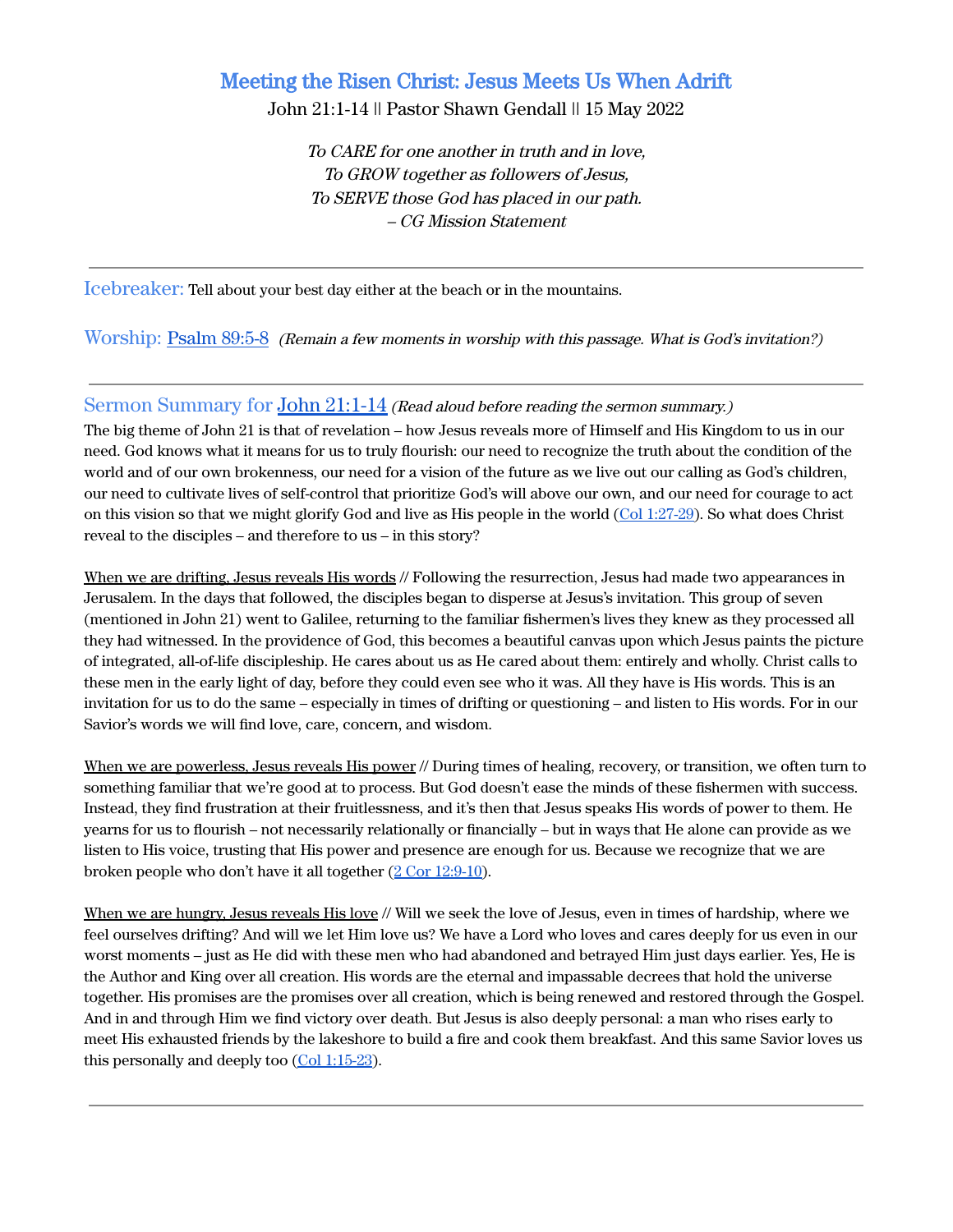# Meeting the Risen Christ: Jesus Meets Us When Adrift

John 21:1-14 || Pastor Shawn Gendall || 15 May 2022

*To CARE for one another in truth and in love,*
*To GROW together as followers of Jesus,*
*To SERVE those God has placed in our path.*
*– CG Mission Statement*

---

**Icebreaker:** Tell about your best day either at the beach or in the mountains.

**Worship:** Psalm 89:5-8 *(Remain a few moments in worship with this passage. What is God's invitation?)*

---

## Sermon Summary for John 21:1-14 *(Read aloud before reading the sermon summary.)*

The big theme of John 21 is that of revelation – how Jesus reveals more of Himself and His Kingdom to us in our need. God knows what it means for us to truly flourish: our need to recognize the truth about the condition of the world and of our own brokenness, our need for a vision of the future as we live out our calling as God's children, our need to cultivate lives of self-control that prioritize God's will above our own, and our need for courage to act on this vision so that we might glorify God and live as His people in the world (Col 1:27-29). So what does Christ reveal to the disciples – and therefore to us – in this story?

<u>When we are drifting, Jesus reveals His words</u> // Following the resurrection, Jesus had made two appearances in Jerusalem. In the days that followed, the disciples began to disperse at Jesus's invitation. This group of seven (mentioned in John 21) went to Galilee, returning to the familiar fishermen's lives they knew as they processed all they had witnessed. In the providence of God, this becomes a beautiful canvas upon which Jesus paints the picture of integrated, all-of-life discipleship. He cares about us as He cared about them: entirely and wholly. Christ calls to these men in the early light of day, before they could even see who it was. All they have is His words. This is an invitation for us to do the same – especially in times of drifting or questioning – and listen to His words. For in our Savior's words we will find love, care, concern, and wisdom.

<u>When we are powerless, Jesus reveals His power</u> // During times of healing, recovery, or transition, we often turn to something familiar that we're good at to process. But God doesn't ease the minds of these fishermen with success. Instead, they find frustration at their fruitlessness, and it's then that Jesus speaks His words of power to them. He yearns for us to flourish – not necessarily relationally or financially – but in ways that He alone can provide as we listen to His voice, trusting that His power and presence are enough for us. Because we recognize that we are broken people who don't have it all together (2 Cor 12:9-10).

<u>When we are hungry, Jesus reveals His love</u> // Will we seek the love of Jesus, even in times of hardship, where we feel ourselves drifting? And will we let Him love us? We have a Lord who loves and cares deeply for us even in our worst moments – just as He did with these men who had abandoned and betrayed Him just days earlier. Yes, He is the Author and King over all creation. His words are the eternal and impassable decrees that hold the universe together. His promises are the promises over all creation, which is being renewed and restored through the Gospel. And in and through Him we find victory over death. But Jesus is also deeply personal: a man who rises early to meet His exhausted friends by the lakeshore to build a fire and cook them breakfast. And this same Savior loves us this personally and deeply too (Col 1:15-23).

---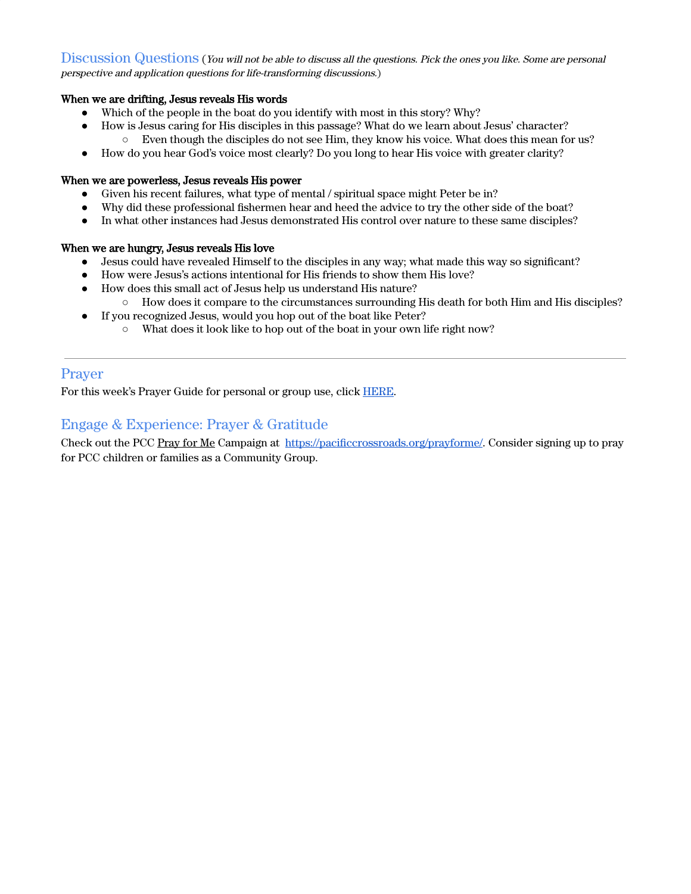## Discussion Questions

(*You will not be able to discuss all the questions. Pick the ones you like. Some are personal perspective and application questions for life-transforming discussions.*)

**When we are drifting, Jesus reveals His words**

- Which of the people in the boat do you identify with most in this story? Why?
- How is Jesus caring for His disciples in this passage? What do we learn about Jesus' character?
  - Even though the disciples do not see Him, they know his voice. What does this mean for us?
- How do you hear God's voice most clearly? Do you long to hear His voice with greater clarity?

**When we are powerless, Jesus reveals His power**

- Given his recent failures, what type of mental / spiritual space might Peter be in?
- Why did these professional fishermen hear and heed the advice to try the other side of the boat?
- In what other instances had Jesus demonstrated His control over nature to these same disciples?

**When we are hungry, Jesus reveals His love**

- Jesus could have revealed Himself to the disciples in any way; what made this way so significant?
- How were Jesus's actions intentional for His friends to show them His love?
- How does this small act of Jesus help us understand His nature?
  - How does it compare to the circumstances surrounding His death for both Him and His disciples?
- If you recognized Jesus, would you hop out of the boat like Peter?
  - What does it look like to hop out of the boat in your own life right now?

---

## Prayer

For this week's Prayer Guide for personal or group use, click HERE.

## Engage & Experience: Prayer & Gratitude

Check out the PCC Pray for Me Campaign at https://pacificcrossroads.org/prayforme/. Consider signing up to pray for PCC children or families as a Community Group.